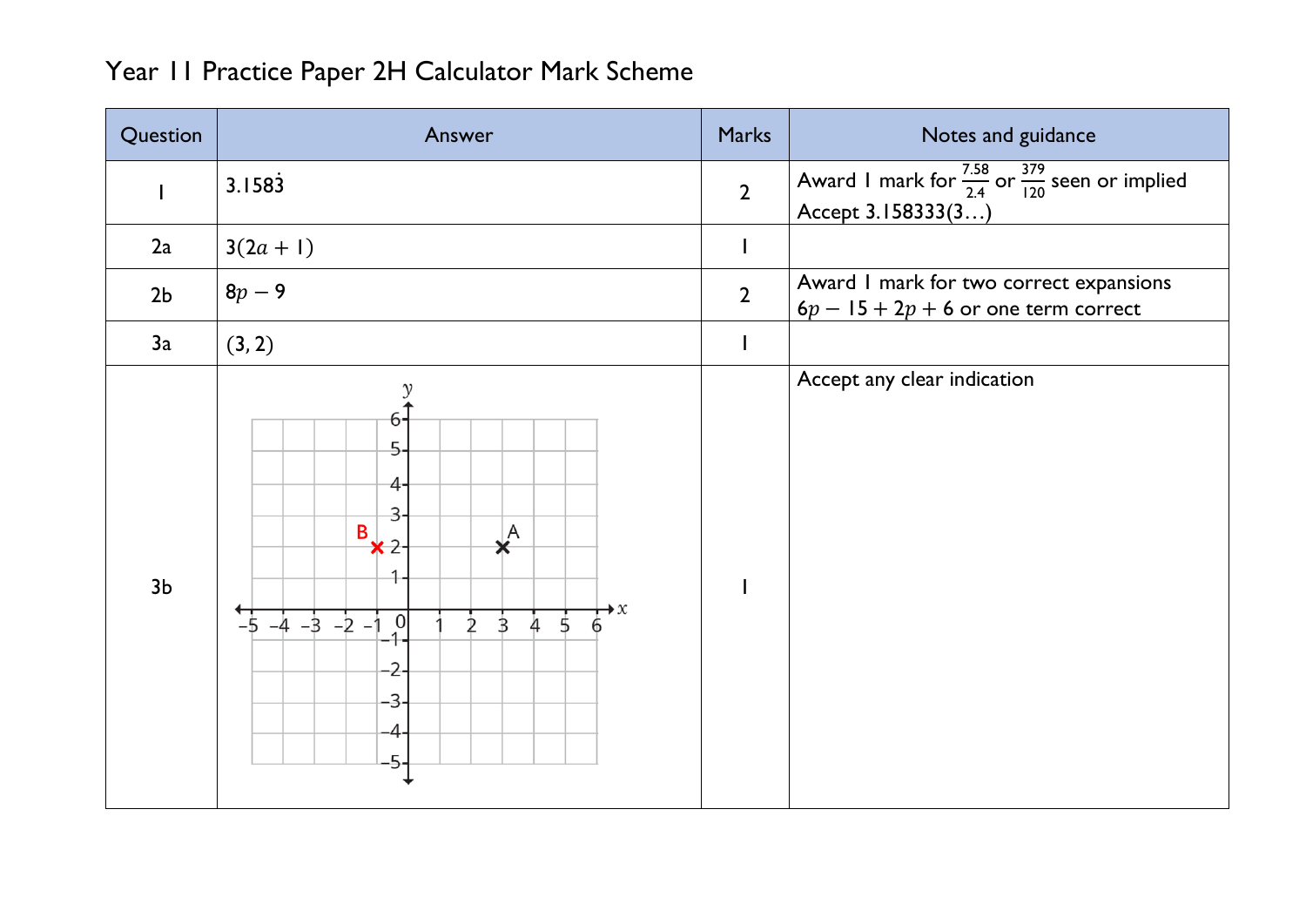# Year 11 Practice Paper 2H Calculator Mark Scheme

| Question | Answer | Marks | Notes and guidance |
|---|---|---|---|
| 1 | $3.158\dot{3}$ | 2 | Award 1 mark for $\frac{7.58}{2.4}$ or $\frac{379}{120}$ seen or implied<br>Accept 3.158333(3…) |
| 2a | $3(2a + 1)$ | 1 | |
| 2b | $8p - 9$ | 2 | Award 1 mark for two correct expansions $6p - 15 + 2p + 6$ or one term correct |
| 3a | $(3, 2)$ | 1 | |
| 3b | B marked at $(-1, 2)$ | 1 | Accept any clear indication |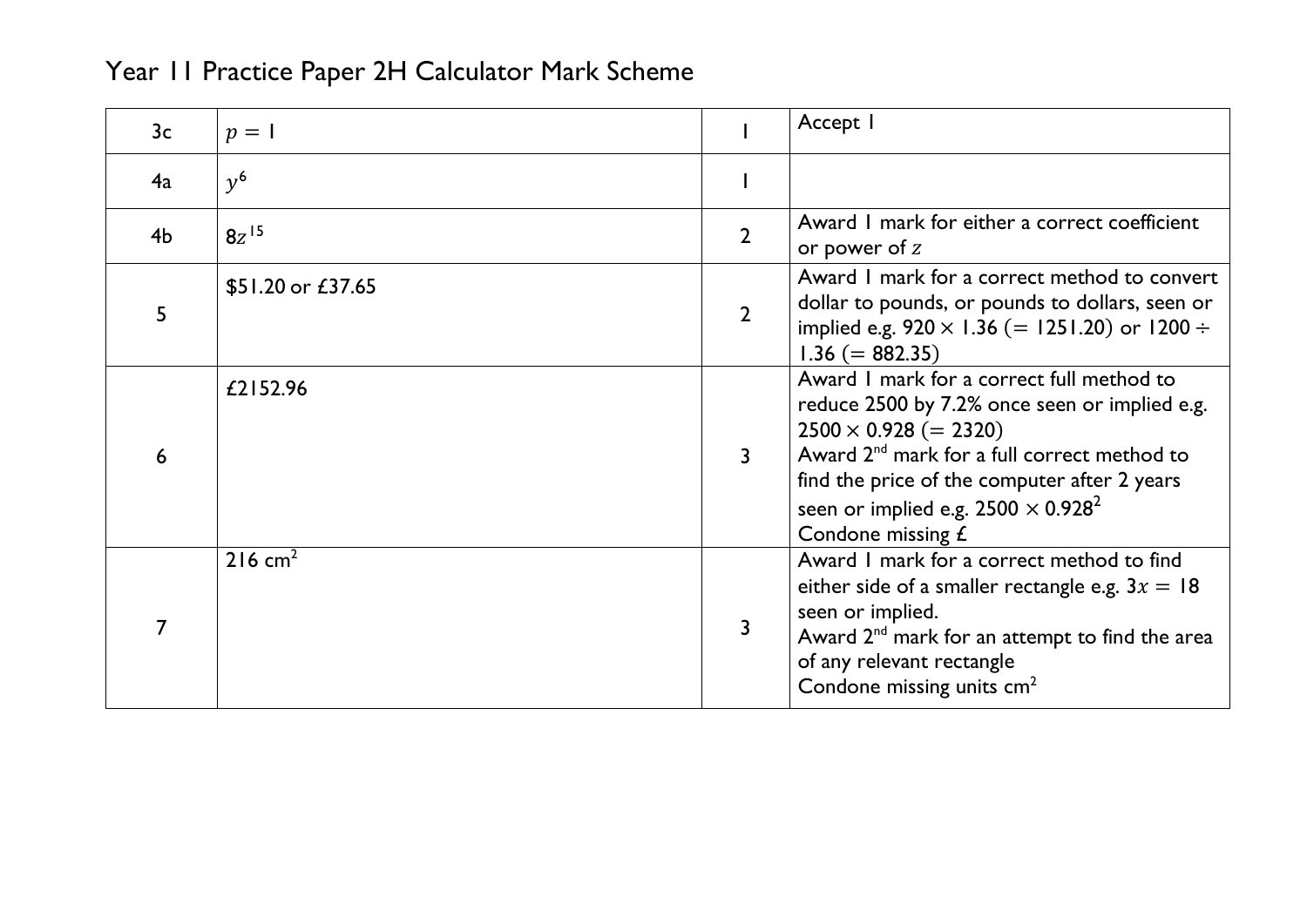# Year 11 Practice Paper 2H Calculator Mark Scheme

| | | | |
|---|---|---|---|
| 3c | $p = 1$ | 1 | Accept 1 |
| 4a | $y^6$ | 1 | |
| 4b | $8z^{15}$ | 2 | Award 1 mark for either a correct coefficient or power of $z$ |
| 5 | \$51.20 or £37.65 | 2 | Award 1 mark for a correct method to convert dollar to pounds, or pounds to dollars, seen or implied e.g. $920 \times 1.36$ $(= 1251.20)$ or $1200 \div 1.36$ $(= 882.35)$ |
| 6 | £2152.96 | 3 | Award 1 mark for a correct full method to reduce 2500 by 7.2% once seen or implied e.g. $2500 \times 0.928$ $(= 2320)$<br>Award 2nd mark for a full correct method to find the price of the computer after 2 years seen or implied e.g. $2500 \times 0.928^2$<br>Condone missing £ |
| 7 | 216 cm$^2$ | 3 | Award 1 mark for a correct method to find either side of a smaller rectangle e.g. $3x = 18$ seen or implied.<br>Award 2nd mark for an attempt to find the area of any relevant rectangle<br>Condone missing units cm$^2$ |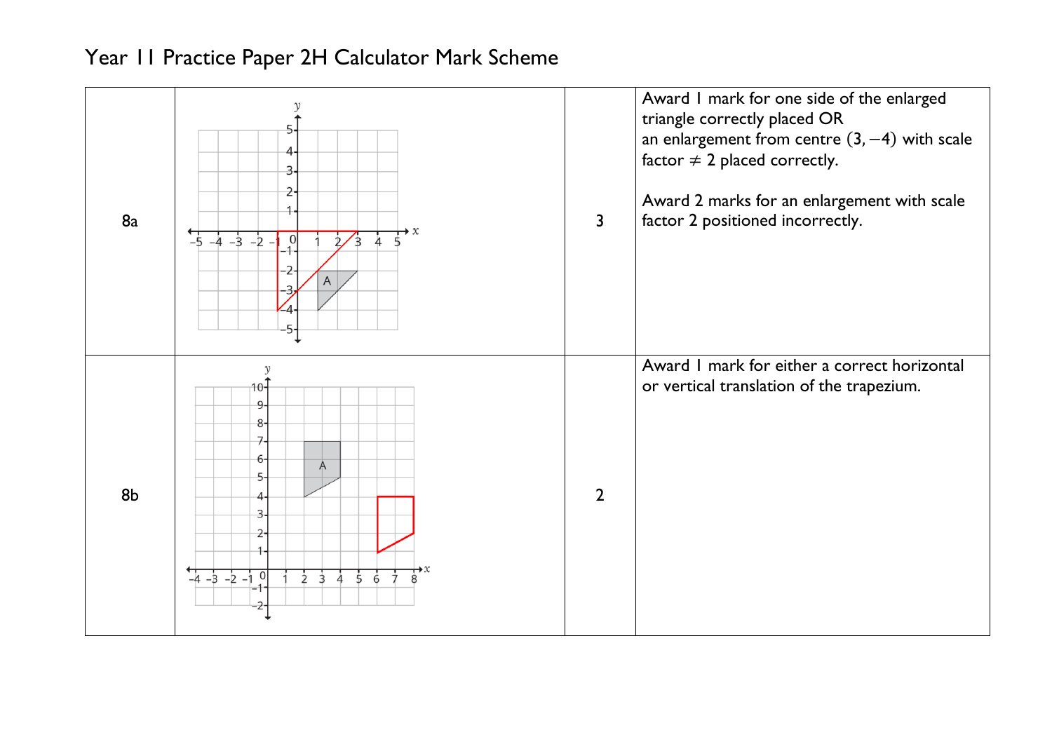# Year 11 Practice Paper 2H Calculator Mark Scheme

| | | | |
|---|---|---|---|
| 8a | | 3 | Award 1 mark for one side of the enlarged triangle correctly placed OR<br>an enlargement from centre $(3, -4)$ with scale factor $\neq 2$ placed correctly.<br><br>Award 2 marks for an enlargement with scale factor 2 positioned incorrectly. |
| 8b | | 2 | Award 1 mark for either a correct horizontal or vertical translation of the trapezium. |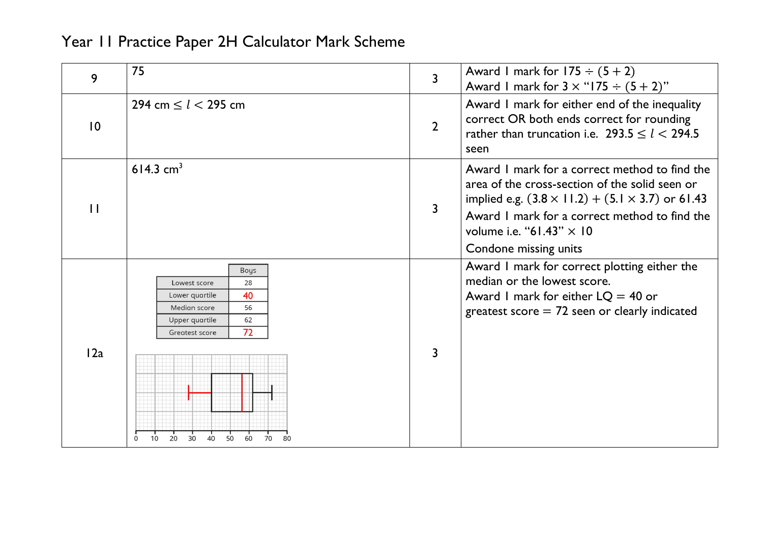# Year 11 Practice Paper 2H Calculator Mark Scheme

| | | | |
|---|---|---|---|
| 9 | 75 | 3 | Award 1 mark for $175 \div (5 + 2)$<br>Award 1 mark for $3 \times$ "$175 \div (5 + 2)$" |
| 10 | 294 cm $\leq l <$ 295 cm | 2 | Award 1 mark for either end of the inequality correct OR both ends correct for rounding rather than truncation i.e. $293.5 \leq l < 294.5$ seen |
| 11 | 614.3 cm$^3$ | 3 | Award 1 mark for a correct method to find the area of the cross-section of the solid seen or implied e.g. $(3.8 \times 11.2) + (5.1 \times 3.7)$ or 61.43<br>Award 1 mark for a correct method to find the volume i.e. "61.43" $\times$ 10<br>Condone missing units |
| 12a | Boys: Lowest score 28; Lower quartile 40; Median score 56; Upper quartile 62; Greatest score 72<br>(Box plot drawn on axis 0 to 80) | 3 | Award 1 mark for correct plotting either the median or the lowest score.<br>Award 1 mark for either LQ = 40 or greatest score = 72 seen or clearly indicated |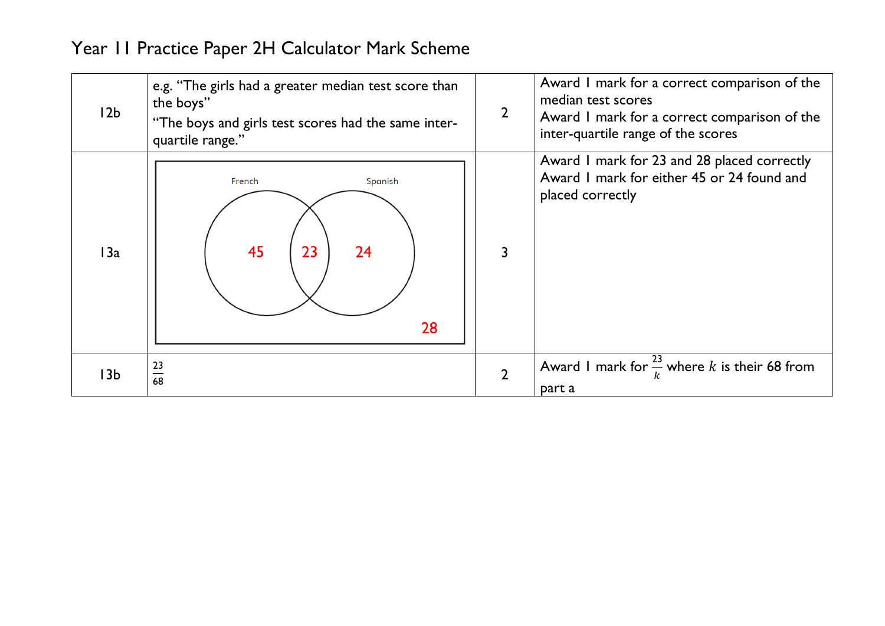Year 11 Practice Paper 2H Calculator Mark Scheme

| | | | |
|---|---|---|---|
| 12b | e.g. "The girls had a greater median test score than the boys"<br>"The boys and girls test scores had the same inter-quartile range." | 2 | Award 1 mark for a correct comparison of the median test scores<br>Award 1 mark for a correct comparison of the inter-quartile range of the scores |
| 13a | Venn diagram: French only: 45; French and Spanish: 23; Spanish only: 24; Neither: 28 | 3 | Award 1 mark for 23 and 28 placed correctly<br>Award 1 mark for either 45 or 24 found and placed correctly |
| 13b | $\frac{23}{68}$ | 2 | Award 1 mark for $\frac{23}{k}$ where $k$ is their 68 from part a |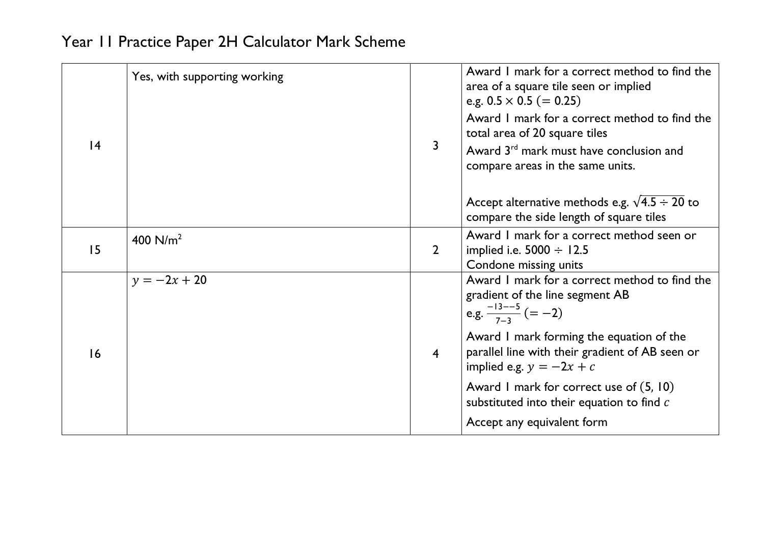# Year 11 Practice Paper 2H Calculator Mark Scheme

| | | | |
|---|---|---|---|
| 14 | Yes, with supporting working | 3 | Award 1 mark for a correct method to find the area of a square tile seen or implied e.g. $0.5 \times 0.5$ $(= 0.25)$<br>Award 1 mark for a correct method to find the total area of 20 square tiles<br>Award 3rd mark must have conclusion and compare areas in the same units.<br><br>Accept alternative methods e.g. $\sqrt{4.5 \div 20}$ to compare the side length of square tiles |
| 15 | 400 N/m$^2$ | 2 | Award 1 mark for a correct method seen or implied i.e. $5000 \div 12.5$<br>Condone missing units |
| 16 | $y = -2x + 20$ | 4 | Award 1 mark for a correct method to find the gradient of the line segment AB e.g. $\frac{-13--5}{7-3}$ $(= -2)$<br>Award 1 mark forming the equation of the parallel line with their gradient of AB seen or implied e.g. $y = -2x + c$<br>Award 1 mark for correct use of $(5, 10)$ substituted into their equation to find $c$<br>Accept any equivalent form |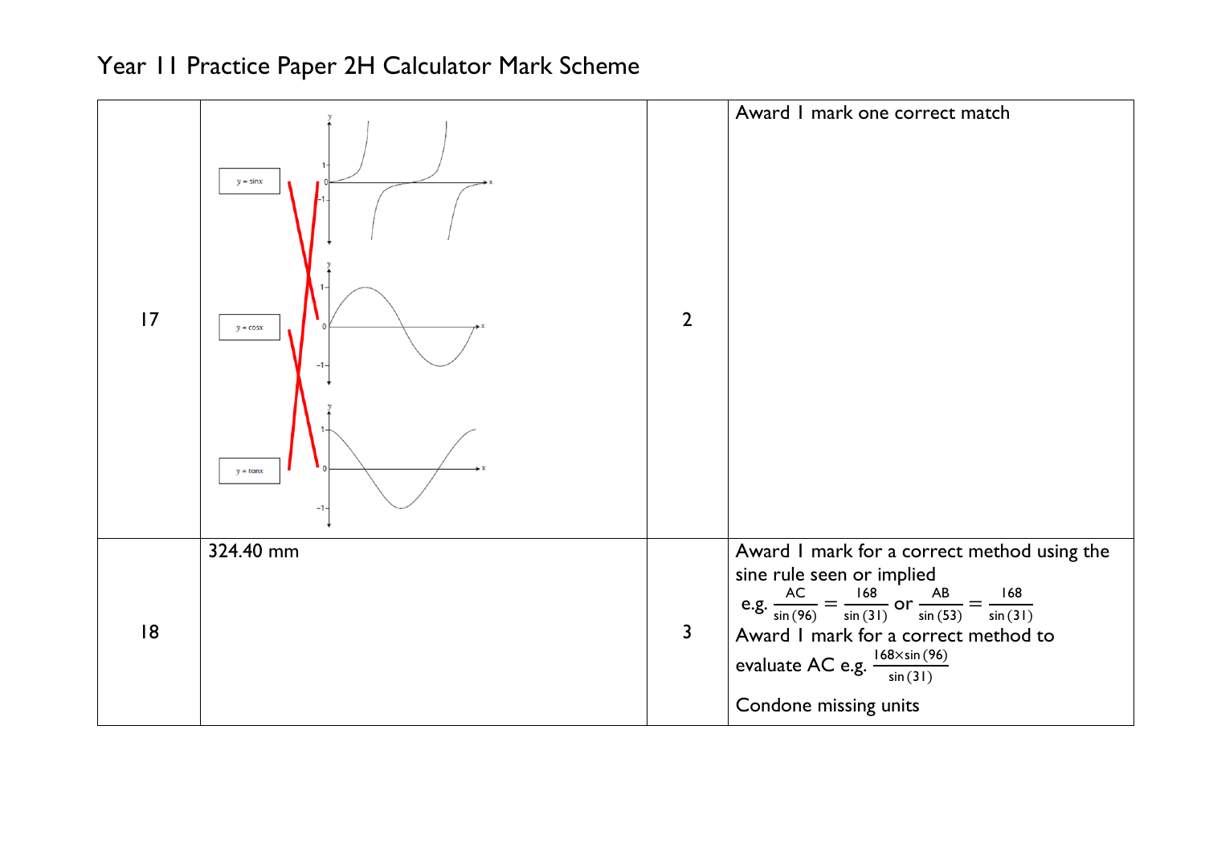# Year 11 Practice Paper 2H Calculator Mark Scheme

| | | | |
|---|---|---|---|
| 17 | $y = \sin x$ &nbsp; $y = \cos x$ &nbsp; $y = \tan x$ | 2 | Award 1 mark one correct match |
| 18 | 324.40 mm | 3 | Award 1 mark for a correct method using the sine rule seen or implied e.g. $\frac{AC}{\sin(96)} = \frac{168}{\sin(31)}$ or $\frac{AB}{\sin(53)} = \frac{168}{\sin(31)}$ <br> Award 1 mark for a correct method to evaluate AC e.g. $\frac{168 \times \sin(96)}{\sin(31)}$ <br> Condone missing units |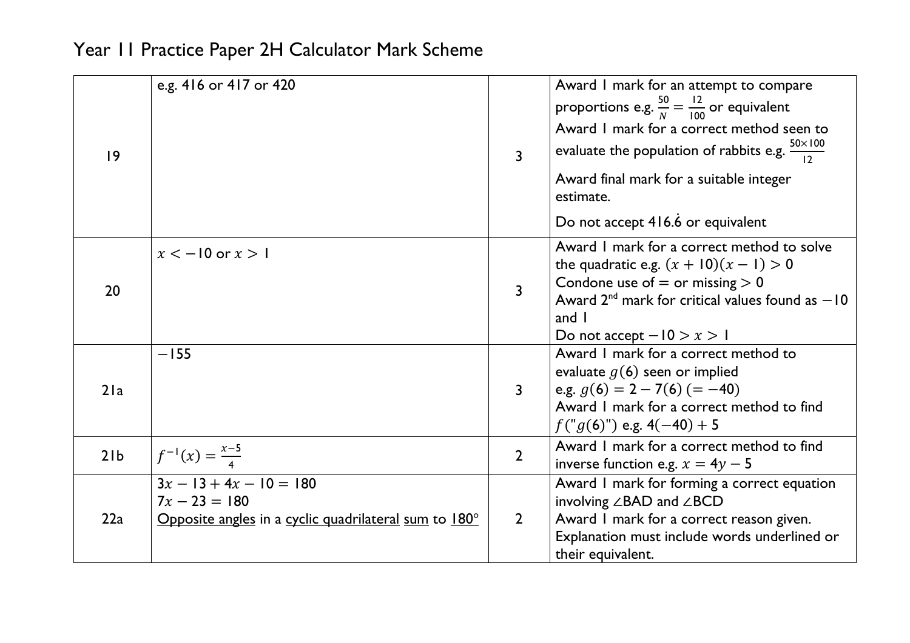# Year 11 Practice Paper 2H Calculator Mark Scheme

| | | | |
|---|---|---|---|
| 19 | e.g. 416 or 417 or 420 | 3 | Award 1 mark for an attempt to compare proportions e.g. $\frac{50}{N} = \frac{12}{100}$ or equivalent<br>Award 1 mark for a correct method seen to evaluate the population of rabbits e.g. $\frac{50 \times 100}{12}$<br>Award final mark for a suitable integer estimate.<br>Do not accept $416.\dot{6}$ or equivalent |
| 20 | $x < -10$ or $x > 1$ | 3 | Award 1 mark for a correct method to solve the quadratic e.g. $(x + 10)(x - 1) > 0$<br>Condone use of $=$ or missing $> 0$<br>Award 2nd mark for critical values found as $-10$ and 1<br>Do not accept $-10 > x > 1$ |
| 21a | $-155$ | 3 | Award 1 mark for a correct method to evaluate $g(6)$ seen or implied<br>e.g. $g(6) = 2 - 7(6)$ $(= -40)$<br>Award 1 mark for a correct method to find $f(\text{"}g(6)\text{"})$ e.g. $4(-40) + 5$ |
| 21b | $f^{-1}(x) = \frac{x-5}{4}$ | 2 | Award 1 mark for a correct method to find inverse function e.g. $x = 4y - 5$ |
| 22a | $3x - 13 + 4x - 10 = 180$<br>$7x - 23 = 180$<br>Opposite angles in a cyclic quadrilateral sum to 180° | 2 | Award 1 mark for forming a correct equation involving ∠BAD and ∠BCD<br>Award 1 mark for a correct reason given.<br>Explanation must include words underlined or their equivalent. |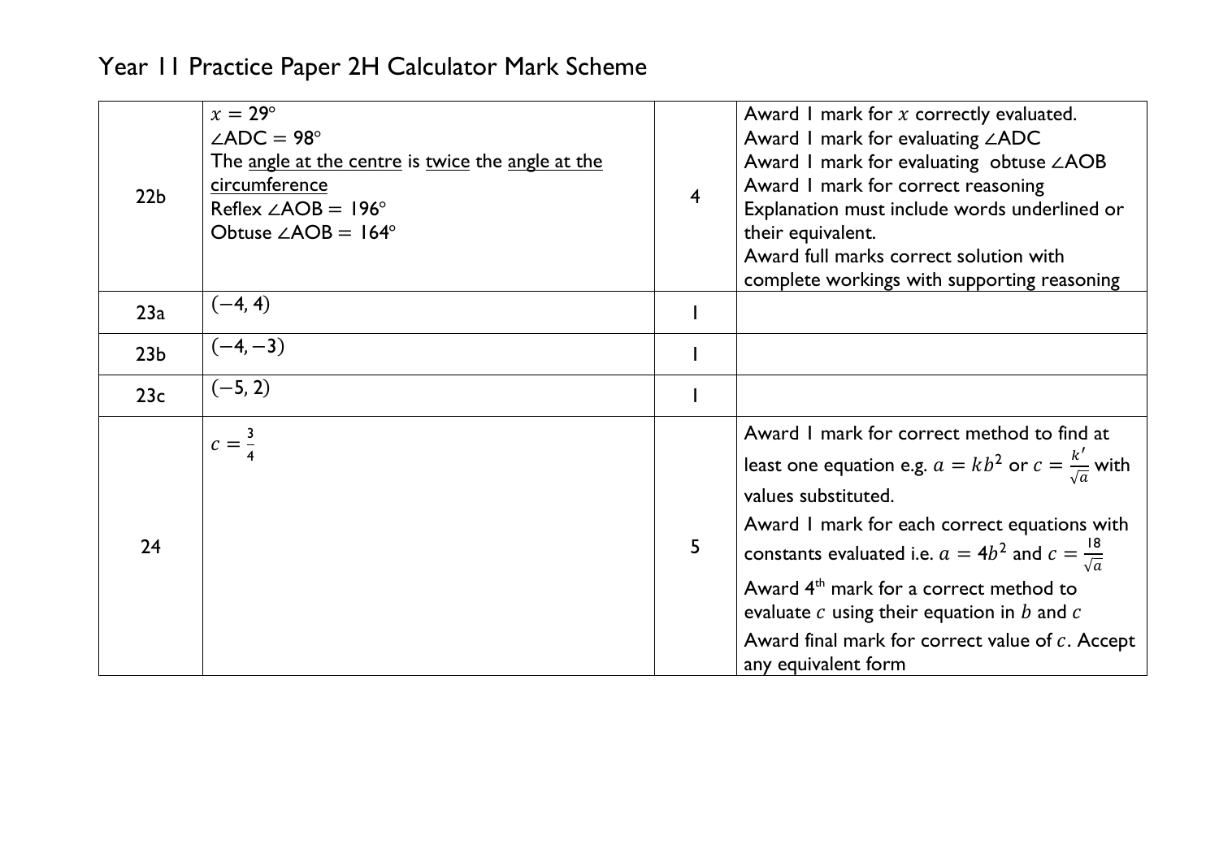# Year 11 Practice Paper 2H Calculator Mark Scheme

| | | | |
|---|---|---|---|
| 22b | $x = 29°$<br>$\angle ADC = 98°$<br>The angle at the centre is twice the angle at the circumference<br>Reflex $\angle AOB = 196°$<br>Obtuse $\angle AOB = 164°$ | 4 | Award 1 mark for $x$ correctly evaluated.<br>Award 1 mark for evaluating $\angle ADC$<br>Award 1 mark for evaluating obtuse $\angle AOB$<br>Award 1 mark for correct reasoning<br>Explanation must include words underlined or their equivalent.<br>Award full marks correct solution with complete workings with supporting reasoning |
| 23a | $(-4, 4)$ | 1 | |
| 23b | $(-4, -3)$ | 1 | |
| 23c | $(-5, 2)$ | 1 | |
| 24 | $c = \frac{3}{4}$ | 5 | Award 1 mark for correct method to find at least one equation e.g. $a = kb^2$ or $c = \frac{k'}{\sqrt{a}}$ with values substituted.<br>Award 1 mark for each correct equations with constants evaluated i.e. $a = 4b^2$ and $c = \frac{18}{\sqrt{a}}$<br>Award 4th mark for a correct method to evaluate $c$ using their equation in $b$ and $c$<br>Award final mark for correct value of $c$. Accept any equivalent form |